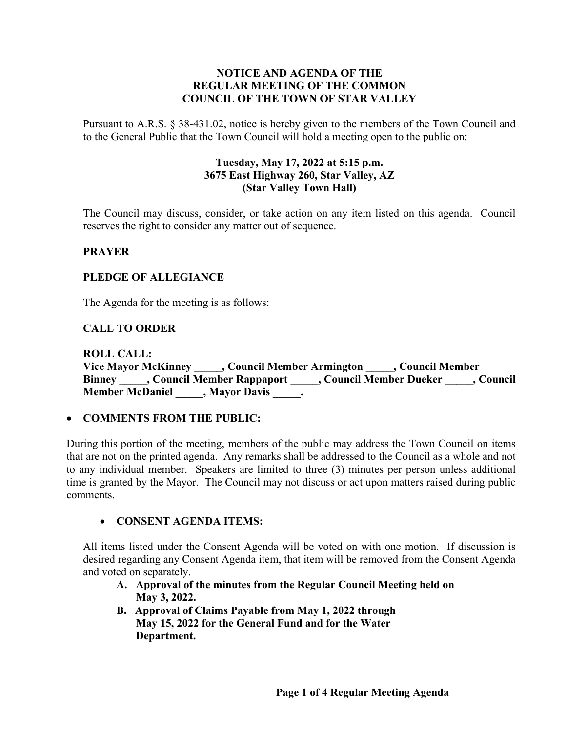# NOTICE AND AGENDA OF THE REGULAR MEETING OF THE COMMON COUNCIL OF THE TOWN OF STAR VALLEY

Pursuant to A.R.S. § 38-431.02, notice is hereby given to the members of the Town Council and to the General Public that the Town Council will hold a meeting open to the public on:

**Tuesday, May 17, 2022 at 5:15 p.m.**
**3675 East Highway 260, Star Valley, AZ**
**(Star Valley Town Hall)**

The Council may discuss, consider, or take action on any item listed on this agenda. Council reserves the right to consider any matter out of sequence.

**PRAYER**

**PLEDGE OF ALLEGIANCE**

The Agenda for the meeting is as follows:

**CALL TO ORDER**

**ROLL CALL:**
**Vice Mayor McKinney _____, Council Member Armington _____, Council Member Binney _____, Council Member Rappaport _____, Council Member Dueker _____, Council Member McDaniel _____, Mayor Davis _____.**

- **COMMENTS FROM THE PUBLIC:**

During this portion of the meeting, members of the public may address the Town Council on items that are not on the printed agenda. Any remarks shall be addressed to the Council as a whole and not to any individual member. Speakers are limited to three (3) minutes per person unless additional time is granted by the Mayor. The Council may not discuss or act upon matters raised during public comments.

- **CONSENT AGENDA ITEMS:**

All items listed under the Consent Agenda will be voted on with one motion. If discussion is desired regarding any Consent Agenda item, that item will be removed from the Consent Agenda and voted on separately.

A. **Approval of the minutes from the Regular Council Meeting held on May 3, 2022.**

B. **Approval of Claims Payable from May 1, 2022 through May 15, 2022 for the General Fund and for the Water Department.**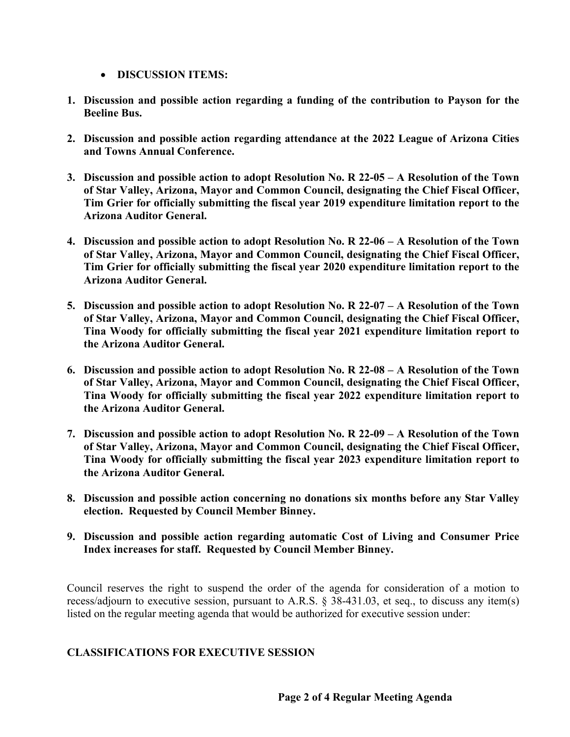- **DISCUSSION ITEMS:**

1. **Discussion and possible action regarding a funding of the contribution to Payson for the Beeline Bus.**

2. **Discussion and possible action regarding attendance at the 2022 League of Arizona Cities and Towns Annual Conference.**

3. **Discussion and possible action to adopt Resolution No. R 22-05 – A Resolution of the Town of Star Valley, Arizona, Mayor and Common Council, designating the Chief Fiscal Officer, Tim Grier for officially submitting the fiscal year 2019 expenditure limitation report to the Arizona Auditor General.**

4. **Discussion and possible action to adopt Resolution No. R 22-06 – A Resolution of the Town of Star Valley, Arizona, Mayor and Common Council, designating the Chief Fiscal Officer, Tim Grier for officially submitting the fiscal year 2020 expenditure limitation report to the Arizona Auditor General.**

5. **Discussion and possible action to adopt Resolution No. R 22-07 – A Resolution of the Town of Star Valley, Arizona, Mayor and Common Council, designating the Chief Fiscal Officer, Tina Woody for officially submitting the fiscal year 2021 expenditure limitation report to the Arizona Auditor General.**

6. **Discussion and possible action to adopt Resolution No. R 22-08 – A Resolution of the Town of Star Valley, Arizona, Mayor and Common Council, designating the Chief Fiscal Officer, Tina Woody for officially submitting the fiscal year 2022 expenditure limitation report to the Arizona Auditor General.**

7. **Discussion and possible action to adopt Resolution No. R 22-09 – A Resolution of the Town of Star Valley, Arizona, Mayor and Common Council, designating the Chief Fiscal Officer, Tina Woody for officially submitting the fiscal year 2023 expenditure limitation report to the Arizona Auditor General.**

8. **Discussion and possible action concerning no donations six months before any Star Valley election. Requested by Council Member Binney.**

9. **Discussion and possible action regarding automatic Cost of Living and Consumer Price Index increases for staff. Requested by Council Member Binney.**

Council reserves the right to suspend the order of the agenda for consideration of a motion to recess/adjourn to executive session, pursuant to A.R.S. § 38-431.03, et seq., to discuss any item(s) listed on the regular meeting agenda that would be authorized for executive session under:

**CLASSIFICATIONS FOR EXECUTIVE SESSION**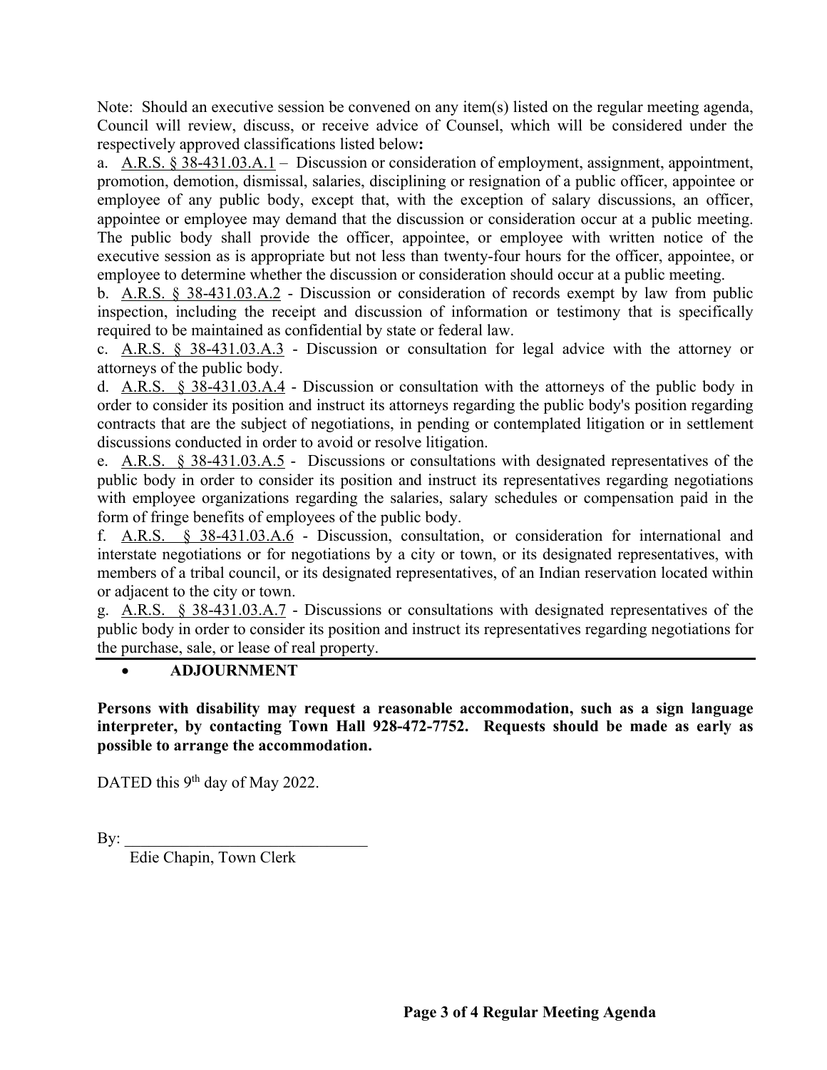Note: Should an executive session be convened on any item(s) listed on the regular meeting agenda, Council will review, discuss, or receive advice of Counsel, which will be considered under the respectively approved classifications listed below**:**

a. A.R.S. § 38-431.03.A.1 – Discussion or consideration of employment, assignment, appointment, promotion, demotion, dismissal, salaries, disciplining or resignation of a public officer, appointee or employee of any public body, except that, with the exception of salary discussions, an officer, appointee or employee may demand that the discussion or consideration occur at a public meeting. The public body shall provide the officer, appointee, or employee with written notice of the executive session as is appropriate but not less than twenty-four hours for the officer, appointee, or employee to determine whether the discussion or consideration should occur at a public meeting.

b. A.R.S. § 38-431.03.A.2 - Discussion or consideration of records exempt by law from public inspection, including the receipt and discussion of information or testimony that is specifically required to be maintained as confidential by state or federal law.

c. A.R.S. § 38-431.03.A.3 - Discussion or consultation for legal advice with the attorney or attorneys of the public body.

d. A.R.S. § 38-431.03.A.4 - Discussion or consultation with the attorneys of the public body in order to consider its position and instruct its attorneys regarding the public body's position regarding contracts that are the subject of negotiations, in pending or contemplated litigation or in settlement discussions conducted in order to avoid or resolve litigation.

e. A.R.S. § 38-431.03.A.5 - Discussions or consultations with designated representatives of the public body in order to consider its position and instruct its representatives regarding negotiations with employee organizations regarding the salaries, salary schedules or compensation paid in the form of fringe benefits of employees of the public body.

f. A.R.S. § 38-431.03.A.6 - Discussion, consultation, or consideration for international and interstate negotiations or for negotiations by a city or town, or its designated representatives, with members of a tribal council, or its designated representatives, of an Indian reservation located within or adjacent to the city or town.

g. A.R.S. § 38-431.03.A.7 - Discussions or consultations with designated representatives of the public body in order to consider its position and instruct its representatives regarding negotiations for the purchase, sale, or lease of real property.

- **ADJOURNMENT**

**Persons with disability may request a reasonable accommodation, such as a sign language interpreter, by contacting Town Hall 928-472-7752. Requests should be made as early as possible to arrange the accommodation.**

DATED this 9th day of May 2022.

By: ______________________________

Edie Chapin, Town Clerk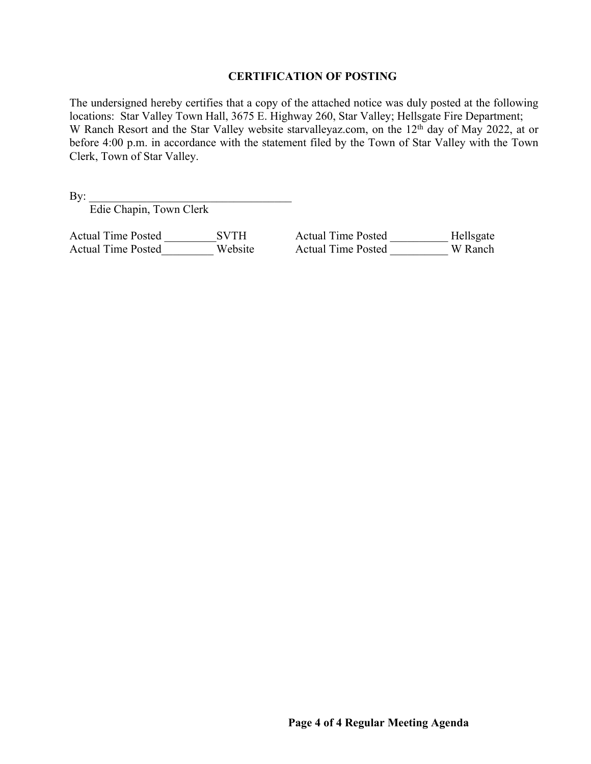## CERTIFICATION OF POSTING

The undersigned hereby certifies that a copy of the attached notice was duly posted at the following locations: Star Valley Town Hall, 3675 E. Highway 260, Star Valley; Hellsgate Fire Department; W Ranch Resort and the Star Valley website starvalleyaz.com, on the 12th day of May 2022, at or before 4:00 p.m. in accordance with the statement filed by the Town of Star Valley with the Town Clerk, Town of Star Valley.

By: ____________________________________
Edie Chapin, Town Clerk

| | |
|---|---|
| Actual Time Posted _________SVTH | Actual Time Posted __________ Hellsgate |
| Actual Time Posted_________ Website | Actual Time Posted __________ W Ranch |